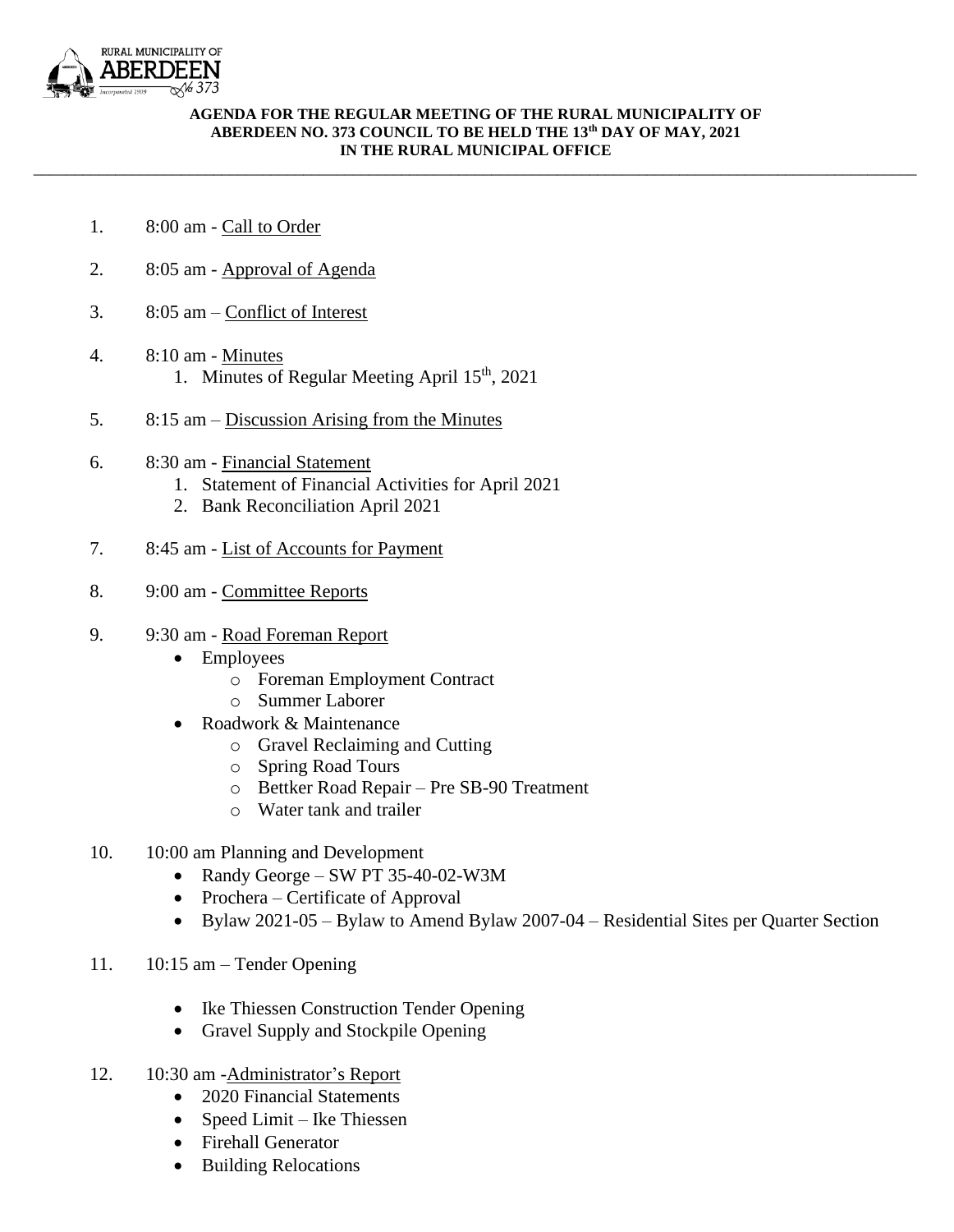RURAL MUNICIPALITY OF ABERDEEN No 373 Incorporated 1909

**AGENDA FOR THE REGULAR MEETING OF THE RURAL MUNICIPALITY OF ABERDEEN NO. 373 COUNCIL TO BE HELD THE 13th DAY OF MAY, 2021 IN THE RURAL MUNICIPAL OFFICE**

---

1. 8:00 am - Call to Order
2. 8:05 am - Approval of Agenda
3. 8:05 am – Conflict of Interest
4. 8:10 am - Minutes
    1. Minutes of Regular Meeting April 15th, 2021
5. 8:15 am – Discussion Arising from the Minutes
6. 8:30 am - Financial Statement
    1. Statement of Financial Activities for April 2021
    2. Bank Reconciliation April 2021
7. 8:45 am - List of Accounts for Payment
8. 9:00 am - Committee Reports
9. 9:30 am - Road Foreman Report
    - Employees
        - Foreman Employment Contract
        - Summer Laborer
    - Roadwork & Maintenance
        - Gravel Reclaiming and Cutting
        - Spring Road Tours
        - Bettker Road Repair – Pre SB-90 Treatment
        - Water tank and trailer
10. 10:00 am Planning and Development
    - Randy George – SW PT 35-40-02-W3M
    - Prochera – Certificate of Approval
    - Bylaw 2021-05 – Bylaw to Amend Bylaw 2007-04 – Residential Sites per Quarter Section
11. 10:15 am – Tender Opening
    - Ike Thiessen Construction Tender Opening
    - Gravel Supply and Stockpile Opening
12. 10:30 am -Administrator's Report
    - 2020 Financial Statements
    - Speed Limit – Ike Thiessen
    - Firehall Generator
    - Building Relocations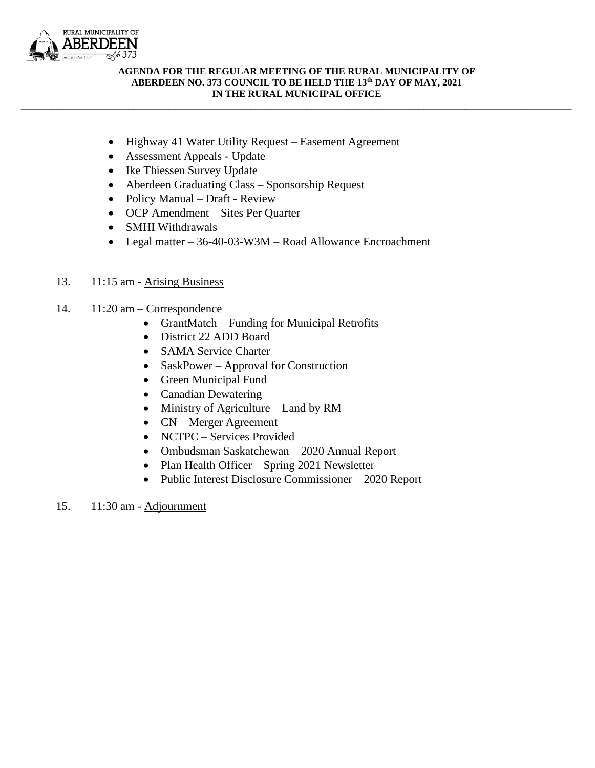**AGENDA FOR THE REGULAR MEETING OF THE RURAL MUNICIPALITY OF ABERDEEN NO. 373 COUNCIL TO BE HELD THE 13th DAY OF MAY, 2021 IN THE RURAL MUNICIPAL OFFICE**

- Highway 41 Water Utility Request – Easement Agreement
- Assessment Appeals - Update
- Ike Thiessen Survey Update
- Aberdeen Graduating Class – Sponsorship Request
- Policy Manual – Draft - Review
- OCP Amendment – Sites Per Quarter
- SMHI Withdrawals
- Legal matter – 36-40-03-W3M – Road Allowance Encroachment

13. 11:15 am - Arising Business

14. 11:20 am – Correspondence
    - GrantMatch – Funding for Municipal Retrofits
    - District 22 ADD Board
    - SAMA Service Charter
    - SaskPower – Approval for Construction
    - Green Municipal Fund
    - Canadian Dewatering
    - Ministry of Agriculture – Land by RM
    - CN – Merger Agreement
    - NCTPC – Services Provided
    - Ombudsman Saskatchewan – 2020 Annual Report
    - Plan Health Officer – Spring 2021 Newsletter
    - Public Interest Disclosure Commissioner – 2020 Report

15. 11:30 am - Adjournment